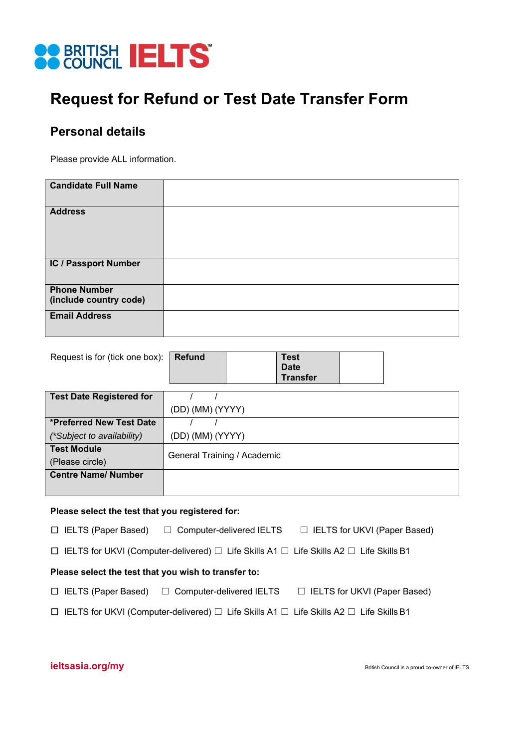BRITISH COUNCIL IELTS™

# Request for Refund or Test Date Transfer Form

## Personal details

Please provide ALL information.

| **Candidate Full Name** | |
|---|---|
| **Address** | |
| **IC / Passport Number** | |
| **Phone Number (include country code)** | |
| **Email Address** | |

Request is for (tick one box):

| **Refund** | | **Test Date Transfer** | |
|---|---|---|---|

| **Test Date Registered for** | / / (DD) (MM) (YYYY) |
|---|---|
| **\*Preferred New Test Date** *(\*Subject to availability)* | / / (DD) (MM) (YYYY) |
| **Test Module** (Please circle) | General Training / Academic |
| **Centre Name/ Number** | |

**Please select the test that you registered for:**

☐ IELTS (Paper Based) ☐ Computer-delivered IELTS ☐ IELTS for UKVI (Paper Based)

☐ IELTS for UKVI (Computer-delivered) ☐ Life Skills A1 ☐ Life Skills A2 ☐ Life Skills B1

**Please select the test that you wish to transfer to:**

☐ IELTS (Paper Based) ☐ Computer-delivered IELTS ☐ IELTS for UKVI (Paper Based)

☐ IELTS for UKVI (Computer-delivered) ☐ Life Skills A1 ☐ Life Skills A2 ☐ Life Skills B1

ieltsasia.org/my

British Council is a proud co-owner of IELTS.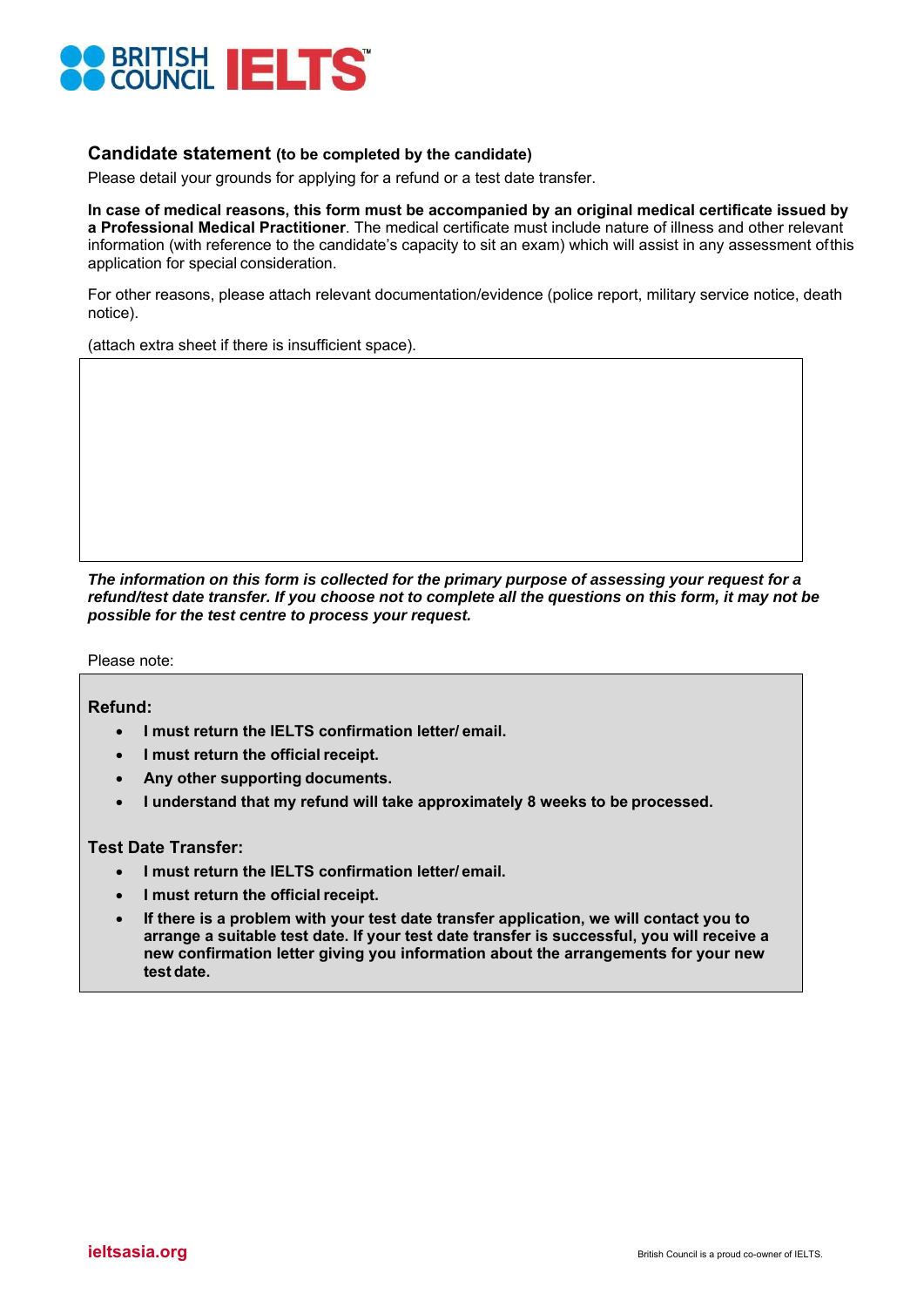## Candidate statement (to be completed by the candidate)

Please detail your grounds for applying for a refund or a test date transfer.

**In case of medical reasons, this form must be accompanied by an original medical certificate issued by a Professional Medical Practitioner**. The medical certificate must include nature of illness and other relevant information (with reference to the candidate's capacity to sit an exam) which will assist in any assessment of this application for special consideration.

For other reasons, please attach relevant documentation/evidence (police report, military service notice, death notice).

(attach extra sheet if there is insufficient space).

| |
|---|
| |

***The information on this form is collected for the primary purpose of assessing your request for a refund/test date transfer. If you choose not to complete all the questions on this form, it may not be possible for the test centre to process your request.***

Please note:

**Refund:**

- **I must return the IELTS confirmation letter/ email.**
- **I must return the official receipt.**
- **Any other supporting documents.**
- **I understand that my refund will take approximately 8 weeks to be processed.**

**Test Date Transfer:**

- **I must return the IELTS confirmation letter/ email.**
- **I must return the official receipt.**
- **If there is a problem with your test date transfer application, we will contact you to arrange a suitable test date. If your test date transfer is successful, you will receive a new confirmation letter giving you information about the arrangements for your new test date.**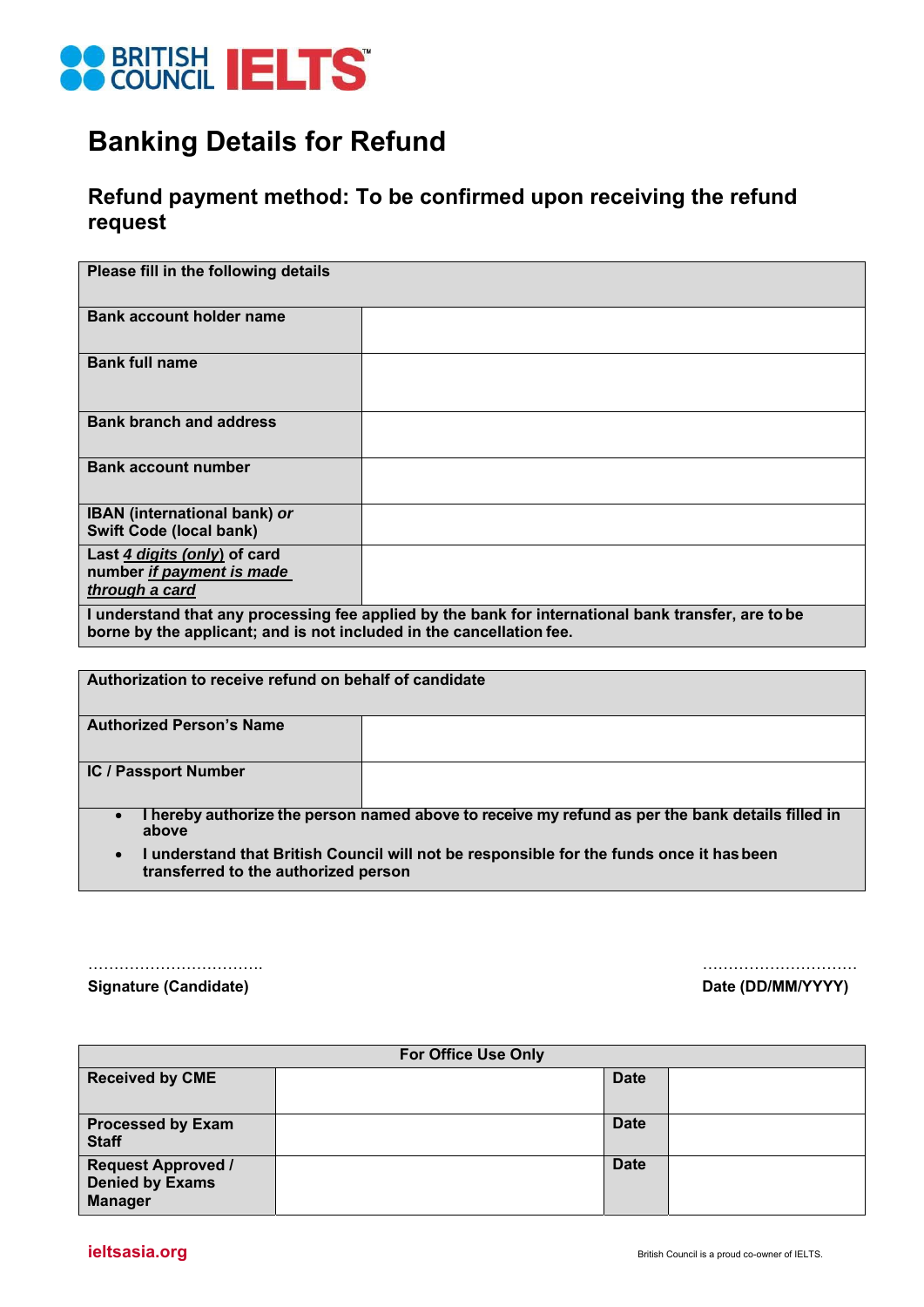# Banking Details for Refund

## Refund payment method: To be confirmed upon receiving the refund request

| **Please fill in the following details** | |
|---|---|
| **Bank account holder name** | |
| **Bank full name** | |
| **Bank branch and address** | |
| **Bank account number** | |
| **IBAN (international bank)** ***or*** **Swift Code (local bank)** | |
| **Last *4 digits (only)* of card number *if payment is made through a card*** | |
| **I understand that any processing fee applied by the bank for international bank transfer, are to be borne by the applicant; and is not included in the cancellation fee.** | |

| **Authorization to receive refund on behalf of candidate** | |
|---|---|
| **Authorized Person's Name** | |
| **IC / Passport Number** | |

- **I hereby authorize the person named above to receive my refund as per the bank details filled in above**
- **I understand that British Council will not be responsible for the funds once it has been transferred to the authorized person**

…………………………….
**Signature (Candidate)**

…………………………
**Date (DD/MM/YYYY)**

| **For Office Use Only** | | | |
|---|---|---|---|
| **Received by CME** | | **Date** | |
| **Processed by Exam Staff** | | **Date** | |
| **Request Approved / Denied by Exams Manager** | | **Date** | |

**ieltsasia.org**

British Council is a proud co-owner of IELTS.